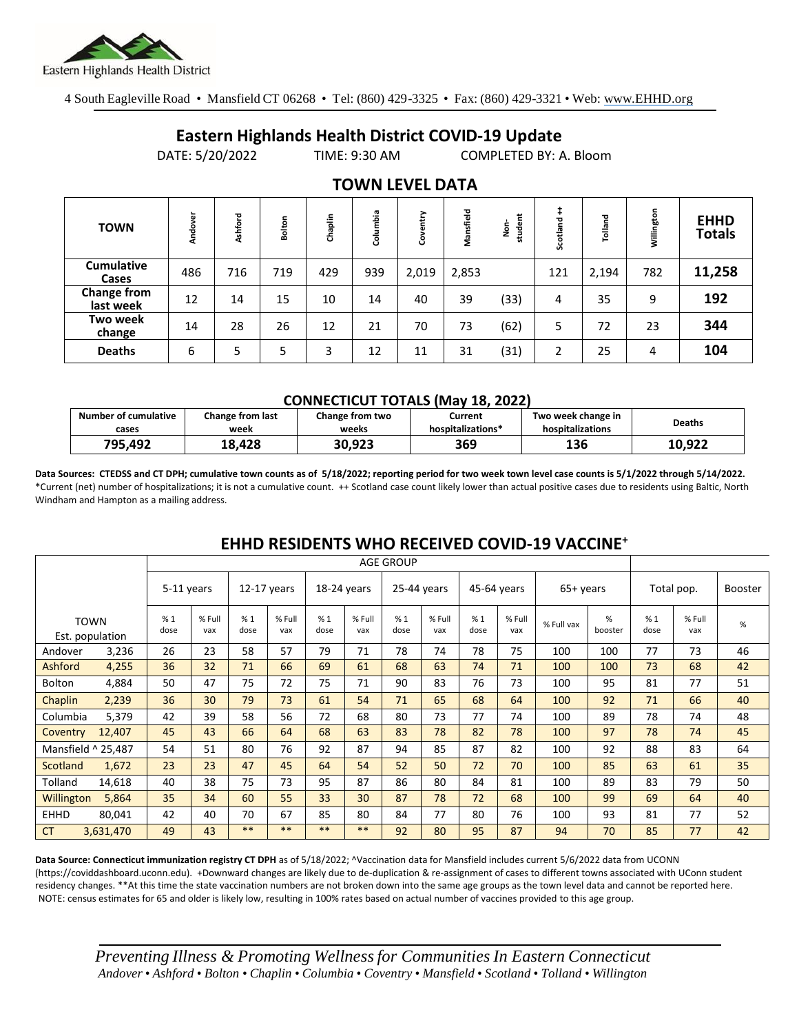Eastern Highlands Health District

4 South Eagleville Road • Mansfield CT 06268 • Tel: (860) 429-3325 • Fax: (860) 429-3321 • Web: www.EHHD.org

# Eastern Highlands Health District COVID-19 Update

DATE: 5/20/2022 TIME: 9:30 AM COMPLETED BY: A. Bloom

## TOWN LEVEL DATA

| TOWN | Andover | Ashford | Bolton | Chaplin | Columbia | Coventry | Mansfield | Non-student | Scotland ++ | Tolland | Willington | EHHD Totals |
|---|---|---|---|---|---|---|---|---|---|---|---|---|
| Cumulative Cases | 486 | 716 | 719 | 429 | 939 | 2,019 | 2,853 | | 121 | 2,194 | 782 | **11,258** |
| Change from last week | 12 | 14 | 15 | 10 | 14 | 40 | 39 | (33) | 4 | 35 | 9 | **192** |
| Two week change | 14 | 28 | 26 | 12 | 21 | 70 | 73 | (62) | 5 | 72 | 23 | **344** |
| Deaths | 6 | 5 | 5 | 3 | 12 | 11 | 31 | (31) | 2 | 25 | 4 | **104** |

### CONNECTICUT TOTALS (May 18, 2022)

| Number of cumulative cases | Change from last week | Change from two weeks | Current hospitalizations* | Two week change in hospitalizations | Deaths |
|---|---|---|---|---|---|
| **795,492** | **18,428** | **30,923** | **369** | **136** | **10,922** |

**Data Sources: CTEDSS and CT DPH; cumulative town counts as of 5/18/2022; reporting period for two week town level case counts is 5/1/2022 through 5/14/2022.** *Current (net) number of hospitalizations; it is not a cumulative count. ++ Scotland case count likely lower than actual positive cases due to residents using Baltic, North Windham and Hampton as a mailing address.

## EHHD RESIDENTS WHO RECEIVED COVID-19 VACCINE+

| TOWN Est. population | | 5-11 years | | 12-17 years | | 18-24 years | | 25-44 years | | 45-64 years | | 65+ years | | Total pop. | | Booster |
|---|---|---|---|---|---|---|---|---|---|---|---|---|---|---|---|---|
| | | % 1 dose | % Full vax | % 1 dose | % Full vax | % 1 dose | % Full vax | % 1 dose | % Full vax | % 1 dose | % Full vax | % Full vax | % booster | % 1 dose | % Full vax | % |
| Andover | 3,236 | 26 | 23 | 58 | 57 | 79 | 71 | 78 | 74 | 78 | 75 | 100 | 100 | 77 | 73 | 46 |
| Ashford | 4,255 | 36 | 32 | 71 | 66 | 69 | 61 | 68 | 63 | 74 | 71 | 100 | 100 | 73 | 68 | 42 |
| Bolton | 4,884 | 50 | 47 | 75 | 72 | 75 | 71 | 90 | 83 | 76 | 73 | 100 | 95 | 81 | 77 | 51 |
| Chaplin | 2,239 | 36 | 30 | 79 | 73 | 61 | 54 | 71 | 65 | 68 | 64 | 100 | 92 | 71 | 66 | 40 |
| Columbia | 5,379 | 42 | 39 | 58 | 56 | 72 | 68 | 80 | 73 | 77 | 74 | 100 | 89 | 78 | 74 | 48 |
| Coventry | 12,407 | 45 | 43 | 66 | 64 | 68 | 63 | 83 | 78 | 82 | 78 | 100 | 97 | 78 | 74 | 45 |
| Mansfield ^ | 25,487 | 54 | 51 | 80 | 76 | 92 | 87 | 94 | 85 | 87 | 82 | 100 | 92 | 88 | 83 | 64 |
| Scotland | 1,672 | 23 | 23 | 47 | 45 | 64 | 54 | 52 | 50 | 72 | 70 | 100 | 85 | 63 | 61 | 35 |
| Tolland | 14,618 | 40 | 38 | 75 | 73 | 95 | 87 | 86 | 80 | 84 | 81 | 100 | 89 | 83 | 79 | 50 |
| Willington | 5,864 | 35 | 34 | 60 | 55 | 33 | 30 | 87 | 78 | 72 | 68 | 100 | 99 | 69 | 64 | 40 |
| EHHD | 80,041 | 42 | 40 | 70 | 67 | 85 | 80 | 84 | 77 | 80 | 76 | 100 | 93 | 81 | 77 | 52 |
| CT | 3,631,470 | 49 | 43 | ** | ** | ** | ** | 92 | 80 | 95 | 87 | 94 | 70 | 85 | 77 | 42 |

**Data Source: Connecticut immunization registry CT DPH** as of 5/18/2022; ^Vaccination data for Mansfield includes current 5/6/2022 data from UCONN (https://coviddashboard.uconn.edu). +Downward changes are likely due to de-duplication & re-assignment of cases to different towns associated with UConn student residency changes. **At this time the state vaccination numbers are not broken down into the same age groups as the town level data and cannot be reported here. NOTE: census estimates for 65 and older is likely low, resulting in 100% rates based on actual number of vaccines provided to this age group.

*Preventing Illness & Promoting Wellness for Communities In Eastern Connecticut*
*Andover • Ashford • Bolton • Chaplin • Columbia • Coventry • Mansfield • Scotland • Tolland • Willington*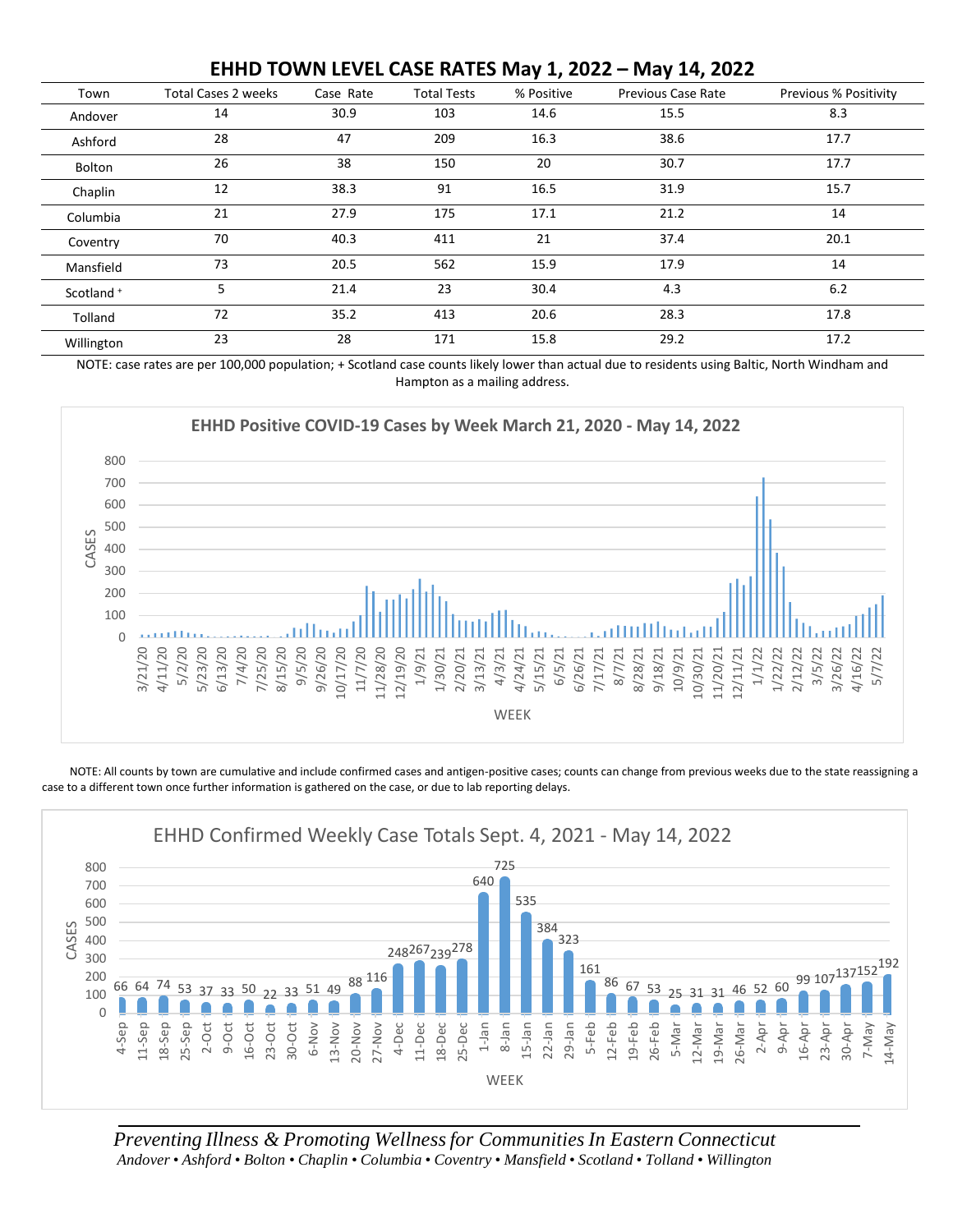# EHHD TOWN LEVEL CASE RATES May 1, 2022 – May 14, 2022

| Town | Total Cases 2 weeks | Case Rate | Total Tests | % Positive | Previous Case Rate | Previous % Positivity |
|---|---|---|---|---|---|---|
| Andover | 14 | 30.9 | 103 | 14.6 | 15.5 | 8.3 |
| Ashford | 28 | 47 | 209 | 16.3 | 38.6 | 17.7 |
| Bolton | 26 | 38 | 150 | 20 | 30.7 | 17.7 |
| Chaplin | 12 | 38.3 | 91 | 16.5 | 31.9 | 15.7 |
| Columbia | 21 | 27.9 | 175 | 17.1 | 21.2 | 14 |
| Coventry | 70 | 40.3 | 411 | 21 | 37.4 | 20.1 |
| Mansfield | 73 | 20.5 | 562 | 15.9 | 17.9 | 14 |
| Scotland + | 5 | 21.4 | 23 | 30.4 | 4.3 | 6.2 |
| Tolland | 72 | 35.2 | 413 | 20.6 | 28.3 | 17.8 |
| Willington | 23 | 28 | 171 | 15.8 | 29.2 | 17.2 |

NOTE: case rates are per 100,000 population; + Scotland case counts likely lower than actual due to residents using Baltic, North Windham and Hampton as a mailing address.

EHHD Positive COVID-19 Cases by Week March 21, 2020 - May 14, 2022

CASES

0 100 200 300 400 500 600 700 800

3/21/20 4/11/20 5/2/20 5/23/20 6/13/20 7/4/20 7/25/20 8/15/20 9/5/20 9/26/20 10/17/20 11/7/20 11/28/20 12/19/20 1/9/21 1/30/21 2/20/21 3/13/21 4/3/21 4/24/21 5/15/21 6/5/21 6/26/21 7/17/21 8/7/21 8/28/21 9/18/21 10/9/21 10/30/21 11/20/21 12/11/21 1/1/22 1/22/22 2/12/22 3/5/22 3/26/22 4/16/22 5/7/22

WEEK

NOTE: All counts by town are cumulative and include confirmed cases and antigen-positive cases; counts can change from previous weeks due to the state reassigning a case to a different town once further information is gathered on the case, or due to lab reporting delays.

EHHD Confirmed Weekly Case Totals Sept. 4, 2021 - May 14, 2022

CASES

0 100 200 300 400 500 600 700 800

66 64 74 53 37 33 50 22 33 51 49 88 116 248 267 239 278 640 725 535 384 323 161 86 67 53 25 31 31 46 52 60 99 107 137 152 192

4-Sep 11-Sep 18-Sep 25-Sep 2-Oct 9-Oct 16-Oct 23-Oct 30-Oct 6-Nov 13-Nov 20-Nov 27-Nov 4-Dec 11-Dec 18-Dec 25-Dec 1-Jan 8-Jan 15-Jan 22-Jan 29-Jan 5-Feb 12-Feb 19-Feb 26-Feb 5-Mar 12-Mar 19-Mar 26-Mar 2-Apr 9-Apr 16-Apr 23-Apr 30-Apr 7-May 14-May

WEEK

*Preventing Illness & Promoting Wellness for Communities In Eastern Connecticut*

*Andover • Ashford • Bolton • Chaplin • Columbia • Coventry • Mansfield • Scotland • Tolland • Willington*